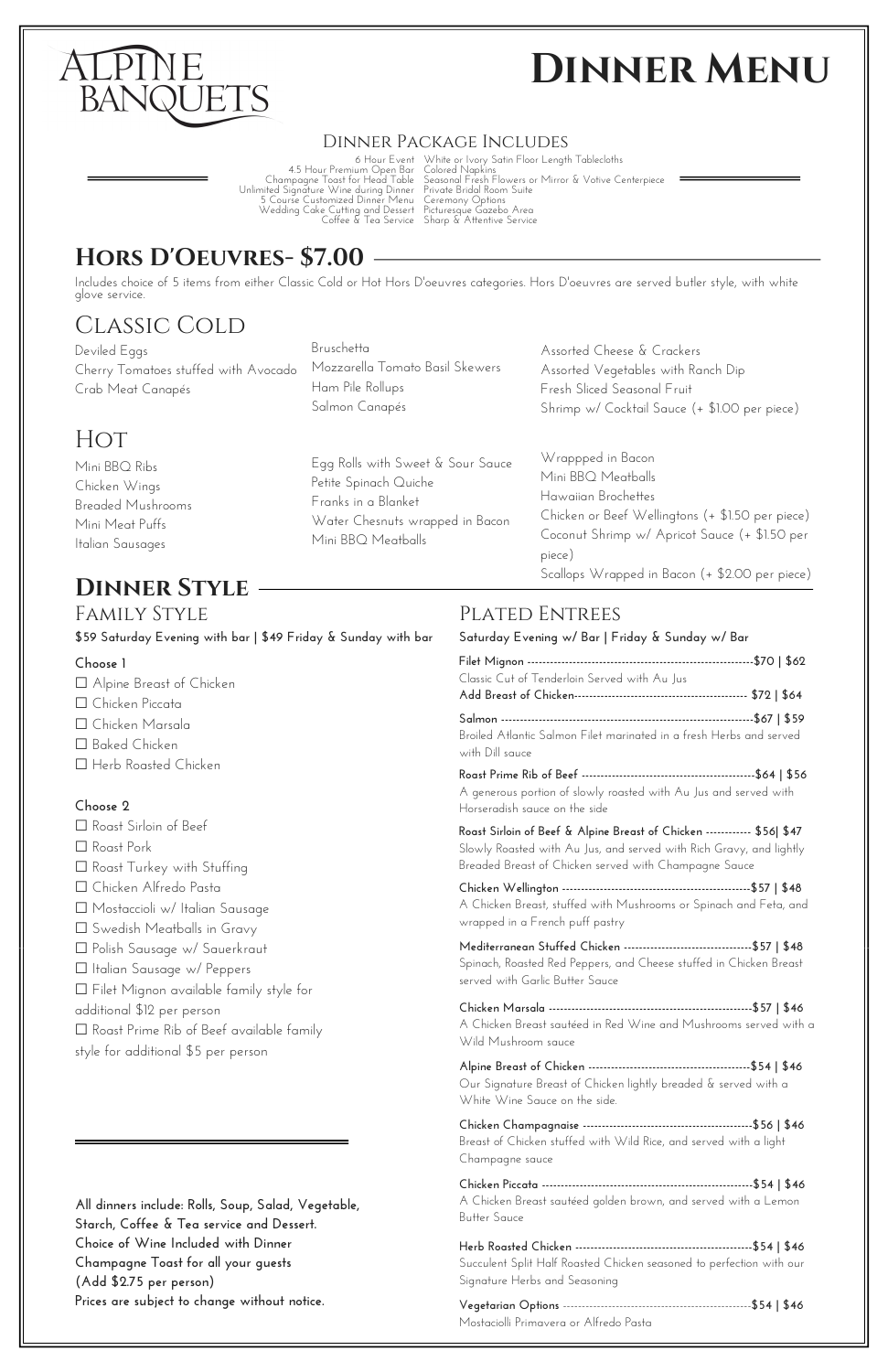# Alpine Banquets

# Dinner Menu

## Dinner Package Includes

- 6 Hour Event
- 4.5 Hour Premium Open Bar
- Champagne Toast for Head Table
- Unlimited Signature Wine during Dinner
- 5 Course Customized Dinner Menu
- Wedding Cake Cutting and Dessert
- Coffee & Tea Service
- White or Ivory Satin Floor Length Tablecloths
- Colored Napkins
- Seasonal Fresh Flowers or Mirror & Votive Centerpiece
- Private Bridal Room Suite
- Ceremony Options
- Picturesque Gazebo Area
- Sharp & Attentive Service

## Hors D'Oeuvres- $7.00

Includes choice of 5 items from either Classic Cold or Hot Hors D'oeuvres categories. Hors D'oeuvres are served butler style, with white glove service.

### Classic Cold

- Deviled Eggs
- Cherry Tomatoes stuffed with Avocado
- Crab Meat Canapés
- Bruschetta
- Mozzarella Tomato Basil Skewers
- Ham Pile Rollups
- Salmon Canapés
- Assorted Cheese & Crackers
- Assorted Vegetables with Ranch Dip
- Fresh Sliced Seasonal Fruit
- Shrimp w/ Cocktail Sauce (+ $1.00 per piece)

### Hot

- Mini BBQ Ribs
- Chicken Wings
- Breaded Mushrooms
- Mini Meat Puffs
- Italian Sausages
- Egg Rolls with Sweet & Sour Sauce
- Petite Spinach Quiche
- Franks in a Blanket
- Water Chesnuts wrapped in Bacon
- Mini BBQ Meatballs
- Wrappped in Bacon
- Mini BBQ Meatballs
- Hawaiian Brochettes
- Chicken or Beef Wellingtons (+ $1.50 per piece)
- Coconut Shrimp w/ Apricot Sauce (+ $1.50 per piece)
- Scallops Wrapped in Bacon (+ $2.00 per piece)

## Dinner Style

### Family Style

**$59 Saturday Evening with bar | $49 Friday & Sunday with bar**

**Choose 1**

- ☐ Alpine Breast of Chicken
- ☐ Chicken Piccata
- ☐ Chicken Marsala
- ☐ Baked Chicken
- ☐ Herb Roasted Chicken

**Choose 2**

- ☐ Roast Sirloin of Beef
- ☐ Roast Pork
- ☐ Roast Turkey with Stuffing
- ☐ Chicken Alfredo Pasta
- ☐ Mostacciolli w/ Italian Sausage
- ☐ Swedish Meatballs in Gravy
- ☐ Polish Sausage w/ Sauerkraut
- ☐ Italian Sausage w/ Peppers
- ☐ Filet Mignon available family style for additional $12 per person
- ☐ Roast Prime Rib of Beef available family style for additional $5 per person

**All dinners include: Rolls, Soup, Salad, Vegetable, Starch, Coffee & Tea service and Dessert.**
**Choice of Wine Included with Dinner**
**Champagne Toast for all your guests**
**(Add $2.75 per person)**
**Prices are subject to change without notice.**

### Plated Entrees

**Saturday Evening w/ Bar | Friday & Sunday w/ Bar**

**Filet Mignon** ---------------------------------------------------$70 | $62
Classic Cut of Tenderloin Served with Au Jus
**Add Breast of Chicken**------------------------------------------- $72 | $64

**Salmon** --------------------------------------------------------$67 | $59
Broiled Atlantic Salmon Filet marinated in a fresh Herbs and served with Dill sauce

**Roast Prime Rib of Beef** ---------------------------------------$64 | $56
A generous portion of slowly roasted with Au Jus and served with Horseradish sauce on the side

**Roast Sirloin of Beef & Alpine Breast of Chicken** ------------ $56| $47
Slowly Roasted with Au Jus, and served with Rich Gravy, and lightly Breaded Breast of Chicken served with Champagne Sauce

**Chicken Wellington** ---------------------------------------------$57 | $48
A Chicken Breast, stuffed with Mushrooms or Spinach and Feta, and wrapped in a French puff pastry

**Mediterranean Stuffed Chicken** --------------------------------$57 | $48
Spinach, Roasted Red Peppers, and Cheese stuffed in Chicken Breast served with Garlic Butter Sauce

**Chicken Marsala** ------------------------------------------------$57 | $46
A Chicken Breast sautéed in Red Wine and Mushrooms served with a Wild Mushroom sauce

**Alpine Breast of Chicken** ---------------------------------------$54 | $46
Our Signature Breast of Chicken lightly breaded & served with a White Wine Sauce on the side.

**Chicken Champagnaise** ------------------------------------------$56 | $46
Breast of Chicken stuffed with Wild Rice, and served with a light Champagne sauce

**Chicken Piccata** -------------------------------------------------$54 | $46
A Chicken Breast sautéed golden brown, and served with a Lemon Butter Sauce

**Herb Roasted Chicken** ------------------------------------------$54 | $46
Succulent Split Half Roasted Chicken seasoned to perfection with our Signature Herbs and Seasoning

**Vegetarian Options** ---------------------------------------------$54 | $46
Mostaciolli Primavera or Alfredo Pasta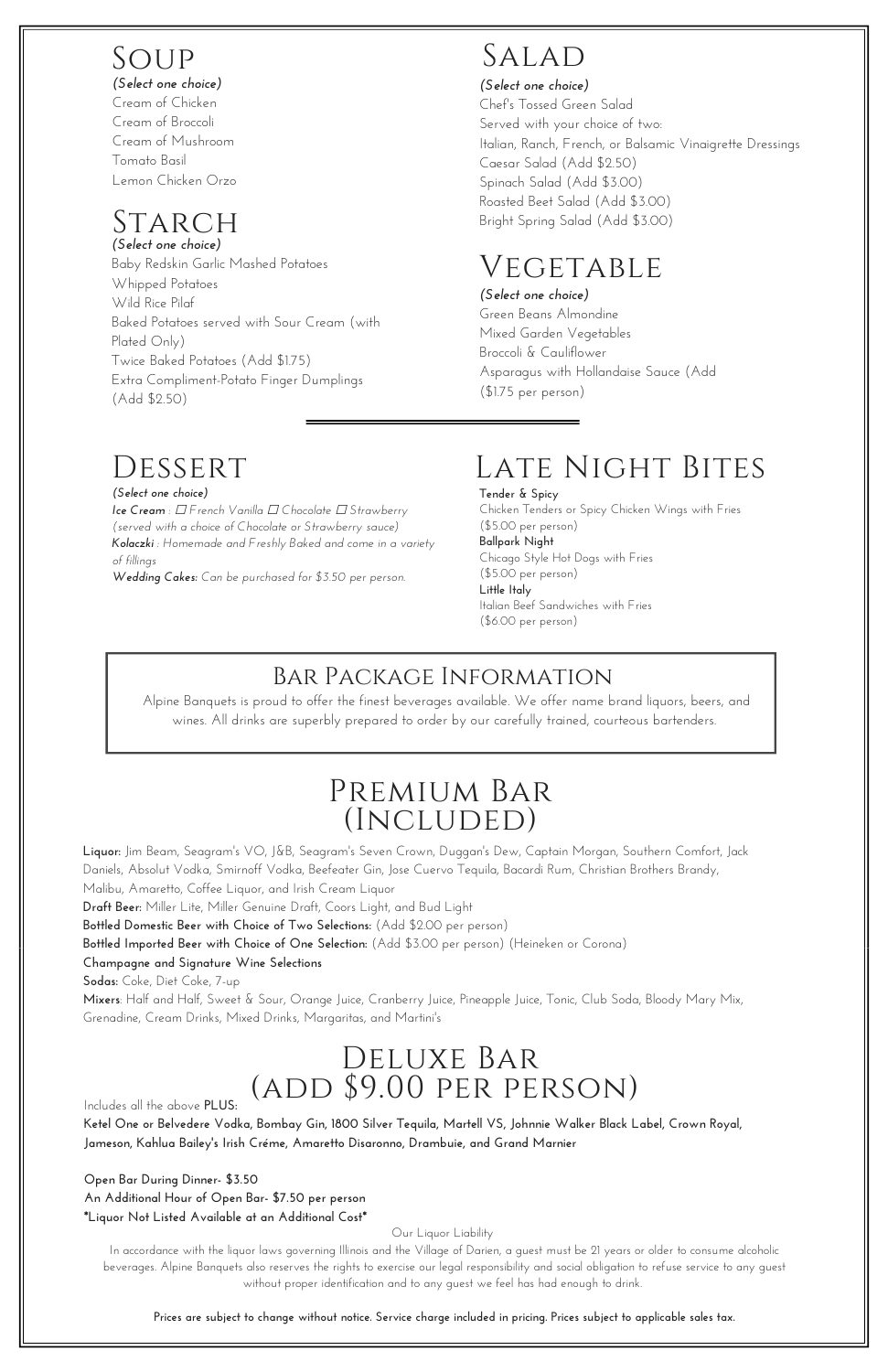## Soup

*(Select one choice)*

Cream of Chicken
Cream of Broccoli
Cream of Mushroom
Tomato Basil
Lemon Chicken Orzo

## Starch

*(Select one choice)*

Baby Redskin Garlic Mashed Potatoes
Whipped Potatoes
Wild Rice Pilaf
Baked Potatoes served with Sour Cream (with Plated Only)
Twice Baked Potatoes (Add $1.75)
Extra Compliment-Potato Finger Dumplings (Add $2.50)

## Salad

*(Select one choice)*

Chef's Tossed Green Salad
Served with your choice of two:
Italian, Ranch, French, or Balsamic Vinaigrette Dressings
Caesar Salad (Add $2.50)
Spinach Salad (Add $3.00)
Roasted Beet Salad (Add $3.00)
Bright Spring Salad (Add $3.00)

## Vegetable

*(Select one choice)*

Green Beans Almondine
Mixed Garden Vegetables
Broccoli & Cauliflower
Asparagus with Hollandaise Sauce (Add ($1.75 per person)

## Dessert

*(Select one choice)*

***Ice Cream*** *: ☐ French Vanilla ☐ Chocolate ☐ Strawberry (served with a choice of Chocolate or Strawberry sauce)*

***Kolaczki*** *: Homemade and Freshly Baked and come in a variety of fillings*

***Wedding Cakes:*** *Can be purchased for $3.50 per person.*

## Late Night Bites

**Tender & Spicy**
Chicken Tenders or Spicy Chicken Wings with Fries
($5.00 per person)

**Ballpark Night**
Chicago Style Hot Dogs with Fries
($5.00 per person)

**Little Italy**
Italian Beef Sandwiches with Fries
($6.00 per person)

## Bar Package Information

Alpine Banquets is proud to offer the finest beverages available. We offer name brand liquors, beers, and wines. All drinks are superbly prepared to order by our carefully trained, courteous bartenders.

## Premium Bar (Included)

**Liquor:** Jim Beam, Seagram's VO, J&B, Seagram's Seven Crown, Duggan's Dew, Captain Morgan, Southern Comfort, Jack Daniels, Absolut Vodka, Smirnoff Vodka, Beefeater Gin, Jose Cuervo Tequila, Bacardi Rum, Christian Brothers Brandy, Malibu, Amaretto, Coffee Liquor, and Irish Cream Liquor

**Draft Beer:** Miller Lite, Miller Genuine Draft, Coors Light, and Bud Light

**Bottled Domestic Beer with Choice of Two Selections:** (Add $2.00 per person)

**Bottled Imported Beer with Choice of One Selection:** (Add $3.00 per person) (Heineken or Corona)

**Champagne and Signature Wine Selections**

**Sodas:** Coke, Diet Coke, 7-up

**Mixers**: Half and Half, Sweet & Sour, Orange Juice, Cranberry Juice, Pineapple Juice, Tonic, Club Soda, Bloody Mary Mix, Grenadine, Cream Drinks, Mixed Drinks, Margaritas, and Martini's

## Deluxe Bar (add $9.00 per person)

Includes all the above **PLUS:**

**Ketel One or Belvedere Vodka, Bombay Gin, 1800 Silver Tequila, Martell VS, Johnnie Walker Black Label, Crown Royal, Jameson, Kahlua Bailey's Irish Créme, Amaretto Disaronno, Drambuie, and Grand Marnier**

**Open Bar During Dinner- $3.50**
**An Additional Hour of Open Bar- $7.50 per person**
**\*Liquor Not Listed Available at an Additional Cost\***

Our Liquor Liability

In accordance with the liquor laws governing Illinois and the Village of Darien, a guest must be 21 years or older to consume alcoholic beverages. Alpine Banquets also reserves the rights to exercise our legal responsibility and social obligation to refuse service to any guest without proper identification and to any guest we feel has had enough to drink.

**Prices are subject to change without notice. Service charge included in pricing. Prices subject to applicable sales tax.**